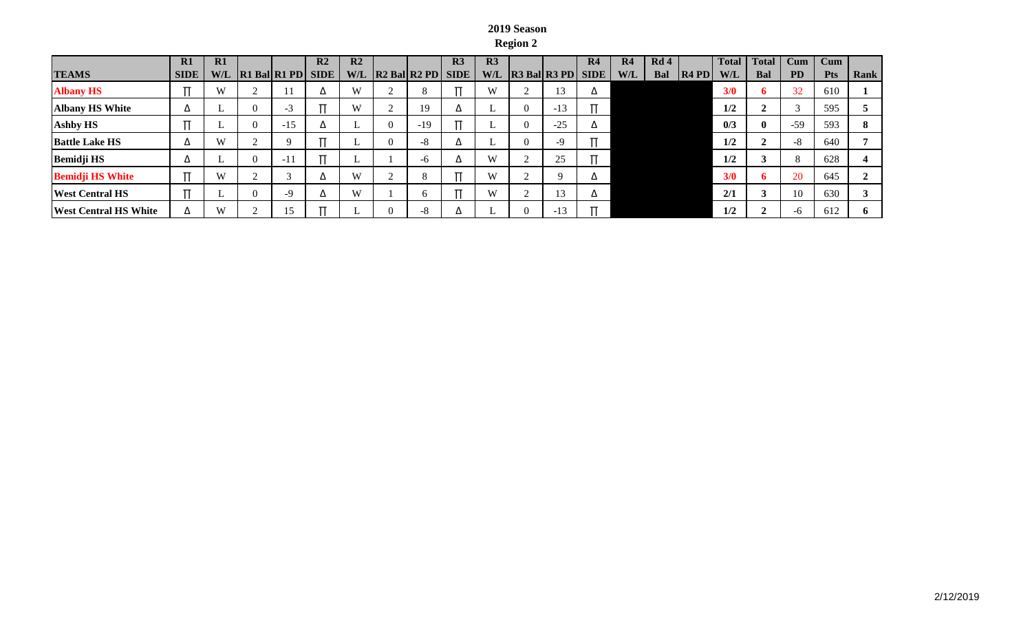# 2019 Season

## Region 2

| TEAMS | R1 SIDE | R1 W/L | R1 Bal | R1 PD | R2 SIDE | R2 W/L | R2 Bal | R2 PD | R3 SIDE | R3 W/L | R3 Bal | R3 PD | R4 SIDE | R4 W/L | Rd 4 Bal | R4 PD | Total W/L | Total Bal | Cum PD | Cum Pts | Rank |
|---|---|---|---|---|---|---|---|---|---|---|---|---|---|---|---|---|---|---|---|---|---|
| **Albany HS** | ∏ | W | 2 | 11 | Δ | W | 2 | 8 | ∏ | W | 2 | 13 | Δ | | | | **3/0** | **6** | 32 | 610 | **1** |
| **Albany HS White** | Δ | L | 0 | -3 | ∏ | W | 2 | 19 | Δ | L | 0 | -13 | ∏ | | | | **1/2** | **2** | 3 | 595 | **5** |
| **Ashby HS** | ∏ | L | 0 | -15 | Δ | L | 0 | -19 | ∏ | L | 0 | -25 | Δ | | | | **0/3** | **0** | -59 | 593 | **8** |
| **Battle Lake HS** | Δ | W | 2 | 9 | ∏ | L | 0 | -8 | Δ | L | 0 | -9 | ∏ | | | | **1/2** | **2** | -8 | 640 | **7** |
| **Bemidji HS** | Δ | L | 0 | -11 | ∏ | L | 1 | -6 | Δ | W | 2 | 25 | ∏ | | | | **1/2** | **3** | 8 | 628 | **4** |
| **Bemidji HS White** | ∏ | W | 2 | 3 | Δ | W | 2 | 8 | ∏ | W | 2 | 9 | Δ | | | | **3/0** | **6** | 20 | 645 | **2** |
| **West Central HS** | ∏ | L | 0 | -9 | Δ | W | 1 | 6 | ∏ | W | 2 | 13 | Δ | | | | **2/1** | **3** | 10 | 630 | **3** |
| **West Central HS White** | Δ | W | 2 | 15 | ∏ | L | 0 | -8 | Δ | L | 0 | -13 | ∏ | | | | **1/2** | **2** | -6 | 612 | **6** |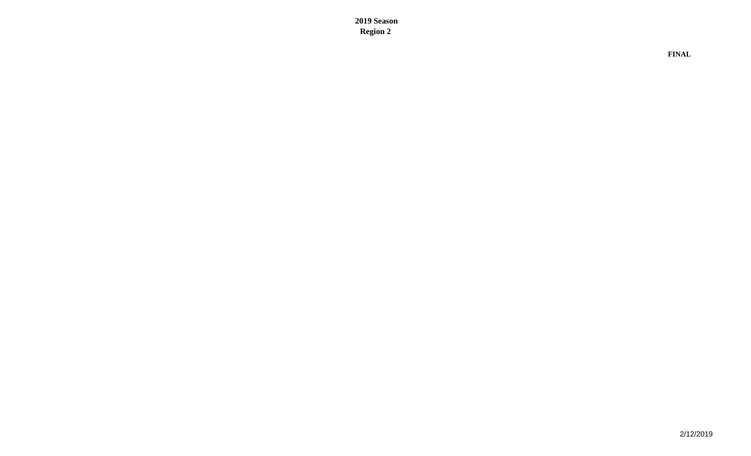**2019 Season**
**Region 2**

**FINAL**

2/12/2019